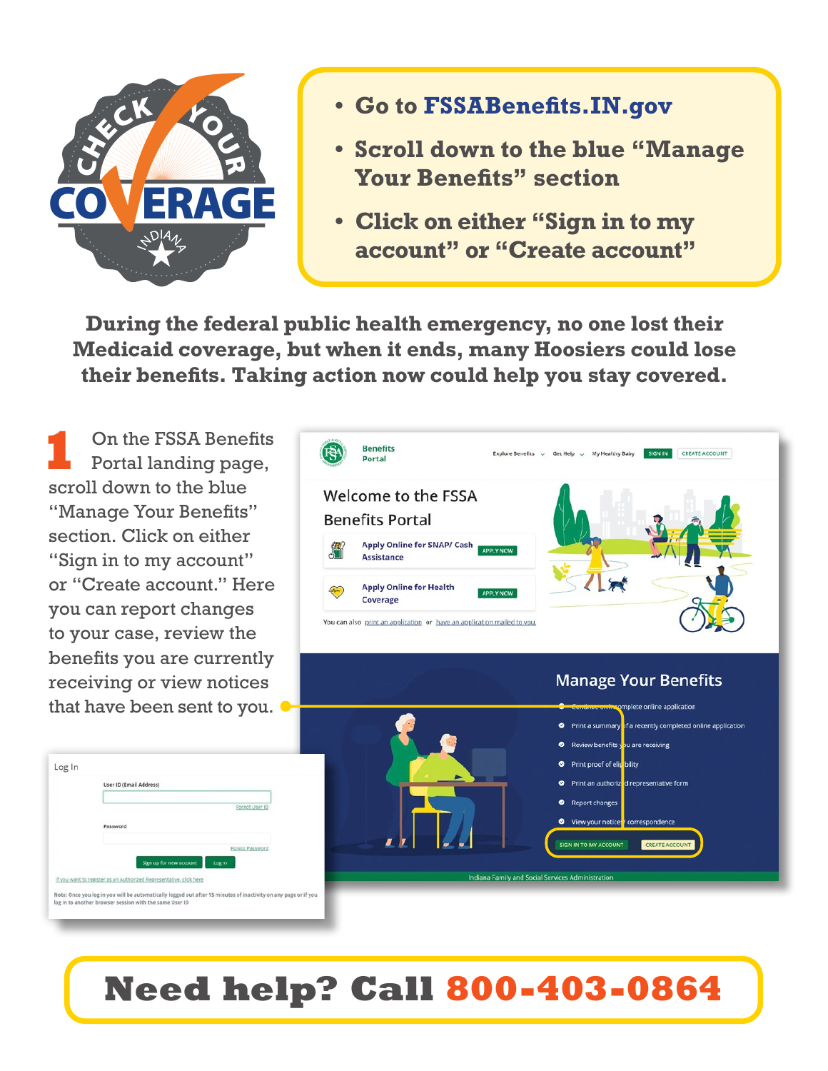# CHECK YOUR COVERAGE INDIANA

- Go to **FSSABenefits.IN.gov**
- **Scroll down to the blue "Manage Your Benefits" section**
- **Click on either "Sign in to my account" or "Create account"**

**During the federal public health emergency, no one lost their Medicaid coverage, but when it ends, many Hoosiers could lose their benefits. Taking action now could help you stay covered.**

**1** On the FSSA Benefits Portal landing page, scroll down to the blue "Manage Your Benefits" section. Click on either "Sign in to my account" or "Create account." Here you can report changes to your case, review the benefits you are currently receiving or view notices that have been sent to you.

## Need help? Call 800-403-0864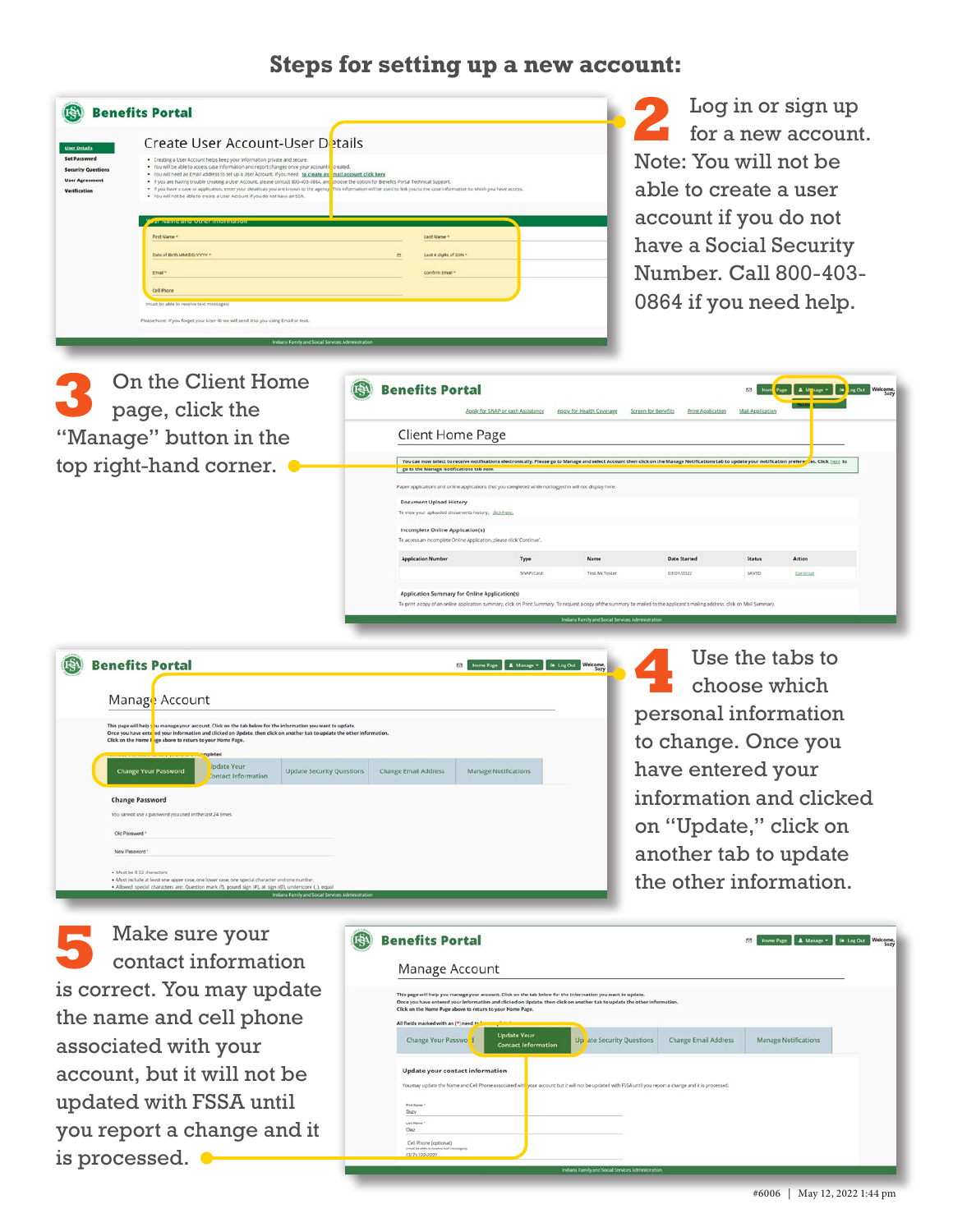# Steps for setting up a new account:

**2** Log in or sign up for a new account. Note: You will not be able to create a user account if you do not have a Social Security Number. Call 800-403-0864 if you need help.

**3** On the Client Home page, click the "Manage" button in the top right-hand corner.

**4** Use the tabs to choose which personal information to change. Once you have entered your information and clicked on "Update," click on another tab to update the other information.

**5** Make sure your contact information is correct. You may update the name and cell phone associated with your account, but it will not be updated with FSSA until you report a change and it is processed.

#6006 | May 12, 2022 1:44 pm